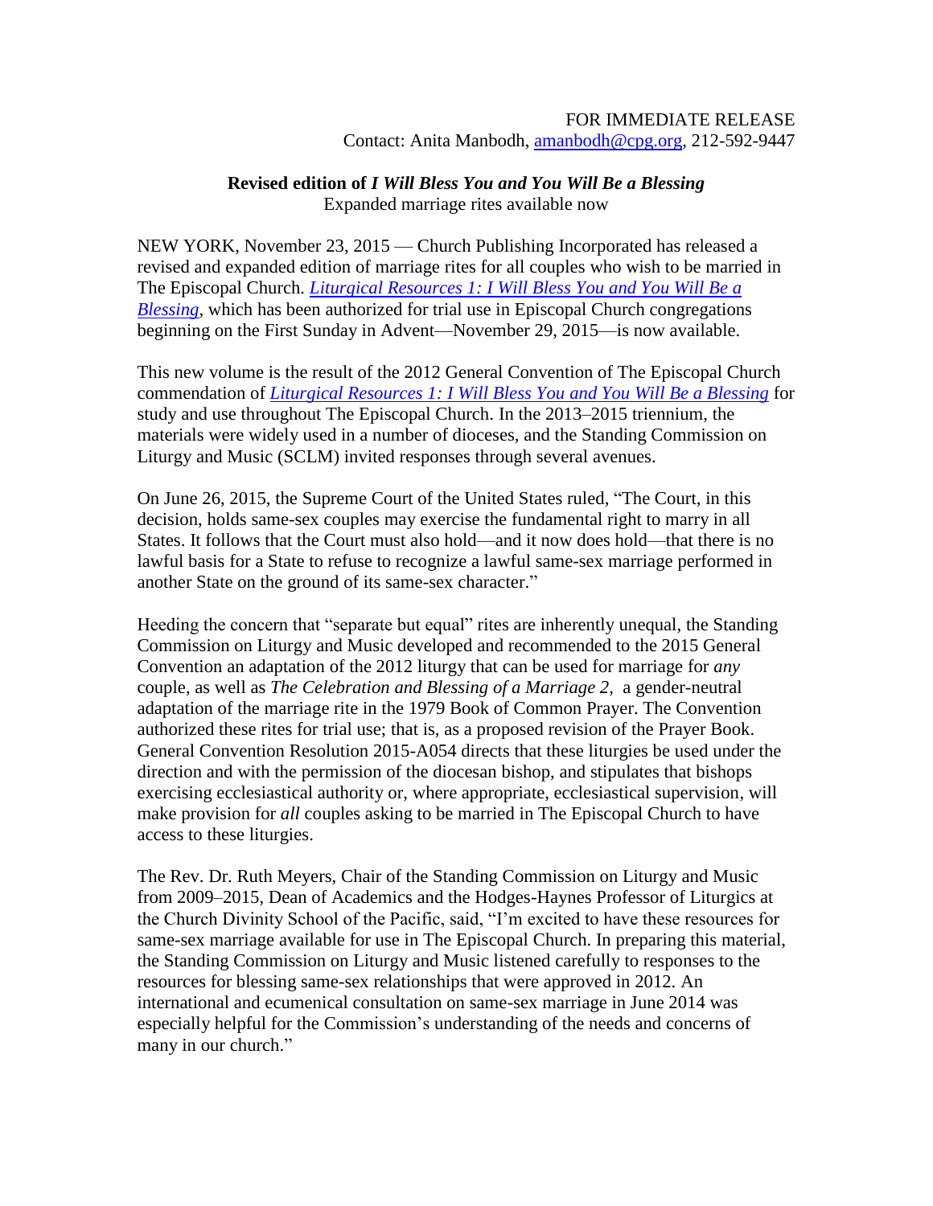FOR IMMEDIATE RELEASE
Contact: Anita Manbodh, amanbodh@cpg.org, 212-592-9447

**Revised edition of *I Will Bless You and You Will Be a Blessing***
Expanded marriage rites available now

NEW YORK, November 23, 2015 — Church Publishing Incorporated has released a revised and expanded edition of marriage rites for all couples who wish to be married in The Episcopal Church. *Liturgical Resources 1: I Will Bless You and You Will Be a Blessing*, which has been authorized for trial use in Episcopal Church congregations beginning on the First Sunday in Advent—November 29, 2015—is now available.

This new volume is the result of the 2012 General Convention of The Episcopal Church commendation of *Liturgical Resources 1: I Will Bless You and You Will Be a Blessing* for study and use throughout The Episcopal Church. In the 2013–2015 triennium, the materials were widely used in a number of dioceses, and the Standing Commission on Liturgy and Music (SCLM) invited responses through several avenues.

On June 26, 2015, the Supreme Court of the United States ruled, "The Court, in this decision, holds same-sex couples may exercise the fundamental right to marry in all States. It follows that the Court must also hold—and it now does hold—that there is no lawful basis for a State to refuse to recognize a lawful same-sex marriage performed in another State on the ground of its same-sex character."

Heeding the concern that "separate but equal" rites are inherently unequal, the Standing Commission on Liturgy and Music developed and recommended to the 2015 General Convention an adaptation of the 2012 liturgy that can be used for marriage for *any* couple, as well as *The Celebration and Blessing of a Marriage 2*, a gender-neutral adaptation of the marriage rite in the 1979 Book of Common Prayer. The Convention authorized these rites for trial use; that is, as a proposed revision of the Prayer Book. General Convention Resolution 2015-A054 directs that these liturgies be used under the direction and with the permission of the diocesan bishop, and stipulates that bishops exercising ecclesiastical authority or, where appropriate, ecclesiastical supervision, will make provision for *all* couples asking to be married in The Episcopal Church to have access to these liturgies.

The Rev. Dr. Ruth Meyers, Chair of the Standing Commission on Liturgy and Music from 2009–2015, Dean of Academics and the Hodges-Haynes Professor of Liturgics at the Church Divinity School of the Pacific, said, "I'm excited to have these resources for same-sex marriage available for use in The Episcopal Church. In preparing this material, the Standing Commission on Liturgy and Music listened carefully to responses to the resources for blessing same-sex relationships that were approved in 2012. An international and ecumenical consultation on same-sex marriage in June 2014 was especially helpful for the Commission's understanding of the needs and concerns of many in our church."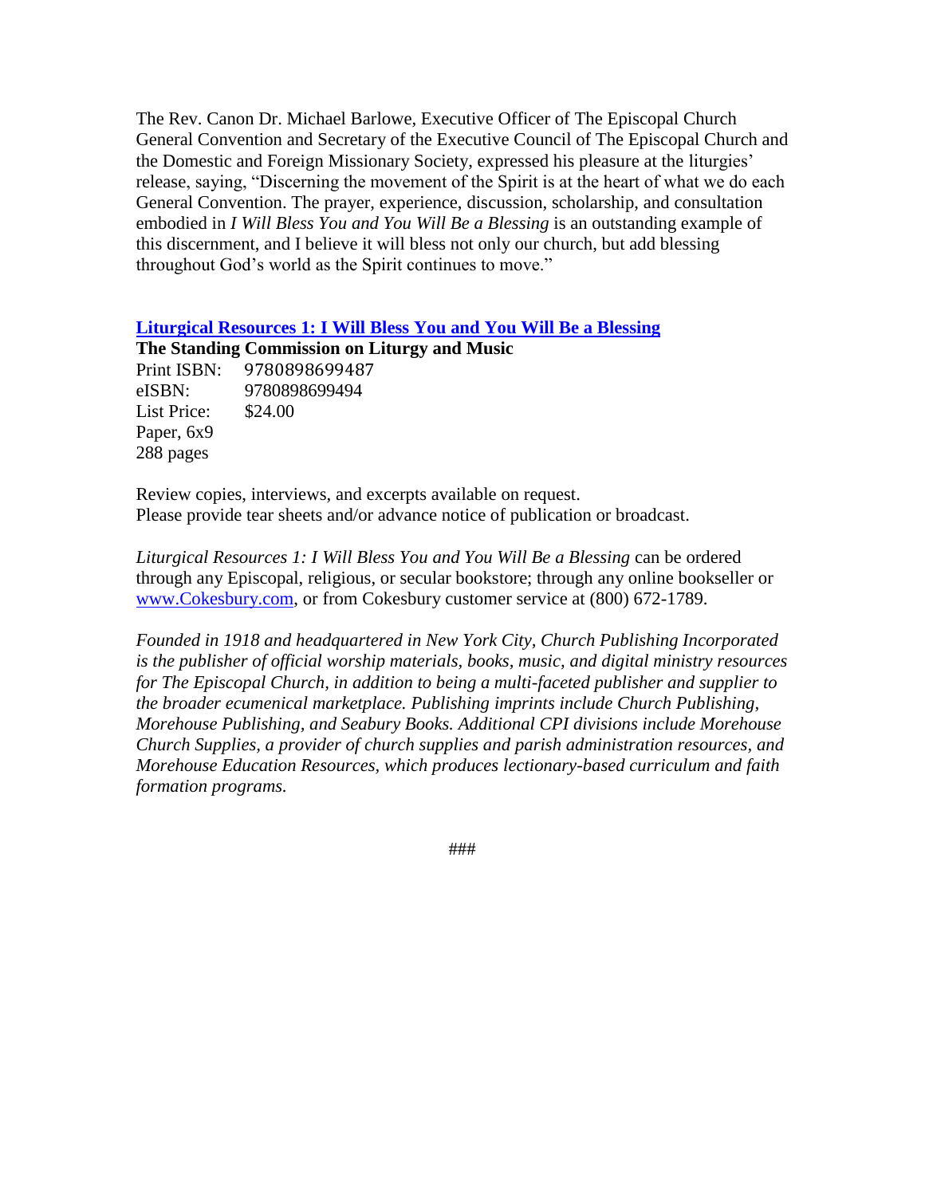The Rev. Canon Dr. Michael Barlowe, Executive Officer of The Episcopal Church General Convention and Secretary of the Executive Council of The Episcopal Church and the Domestic and Foreign Missionary Society, expressed his pleasure at the liturgies' release, saying, "Discerning the movement of the Spirit is at the heart of what we do each General Convention. The prayer, experience, discussion, scholarship, and consultation embodied in *I Will Bless You and You Will Be a Blessing* is an outstanding example of this discernment, and I believe it will bless not only our church, but add blessing throughout God's world as the Spirit continues to move."

**Liturgical Resources 1: I Will Bless You and You Will Be a Blessing**
**The Standing Commission on Liturgy and Music**
Print ISBN: 9780898699487
eISBN: 9780898699494
List Price: $24.00
Paper, 6x9
288 pages

Review copies, interviews, and excerpts available on request.
Please provide tear sheets and/or advance notice of publication or broadcast.

*Liturgical Resources 1: I Will Bless You and You Will Be a Blessing* can be ordered through any Episcopal, religious, or secular bookstore; through any online bookseller or www.Cokesbury.com, or from Cokesbury customer service at (800) 672-1789.

*Founded in 1918 and headquartered in New York City, Church Publishing Incorporated is the publisher of official worship materials, books, music, and digital ministry resources for The Episcopal Church, in addition to being a multi-faceted publisher and supplier to the broader ecumenical marketplace. Publishing imprints include Church Publishing, Morehouse Publishing, and Seabury Books. Additional CPI divisions include Morehouse Church Supplies, a provider of church supplies and parish administration resources, and Morehouse Education Resources, which produces lectionary-based curriculum and faith formation programs.*

###